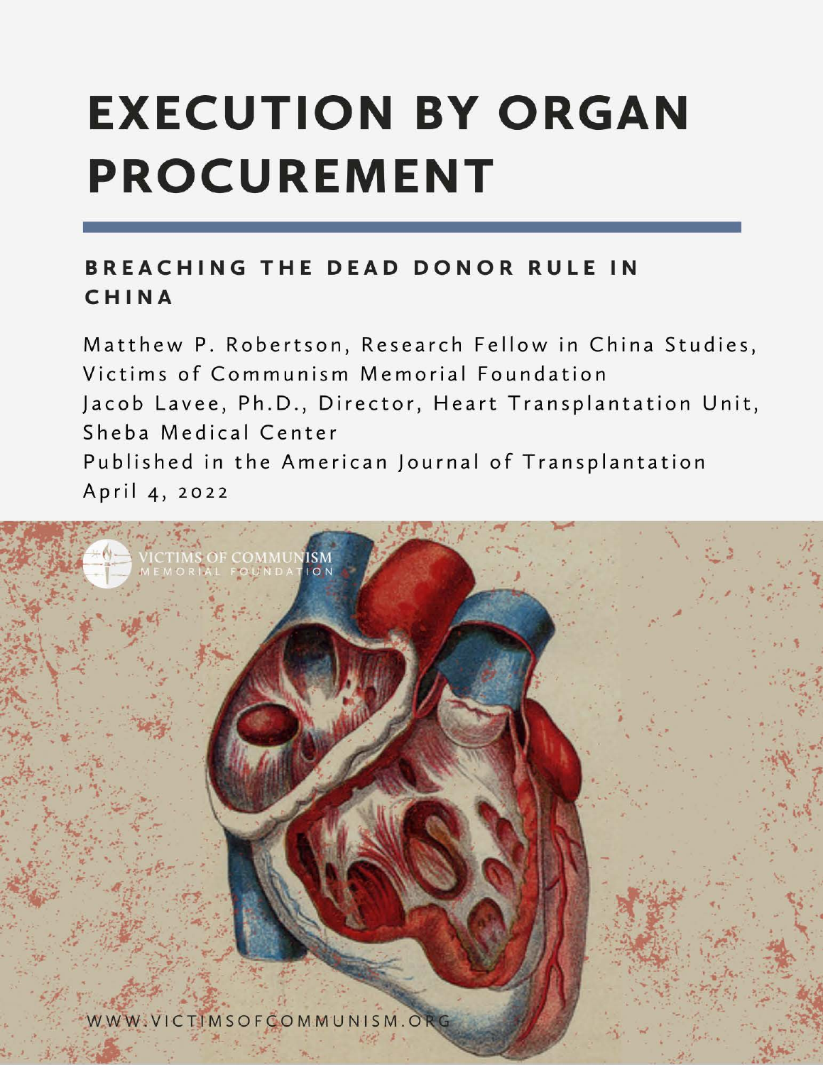# EXECUTION BY ORGAN PROCUREMENT

## BREACHING THE DEAD DONOR RULE IN CHINA

Matthew P. Robertson, Research Fellow in China Studies, Victims of Communism Memorial Foundation

Jacob Lavee, Ph.D., Director, Heart Transplantation Unit, Sheba Medical Center

Published in the American Journal of Transplantation

April 4, 2022

VICTIMS OF COMMUNISM MEMORIAL FOUNDATION

WWW.VICTIMSOFCOMMUNISM.ORG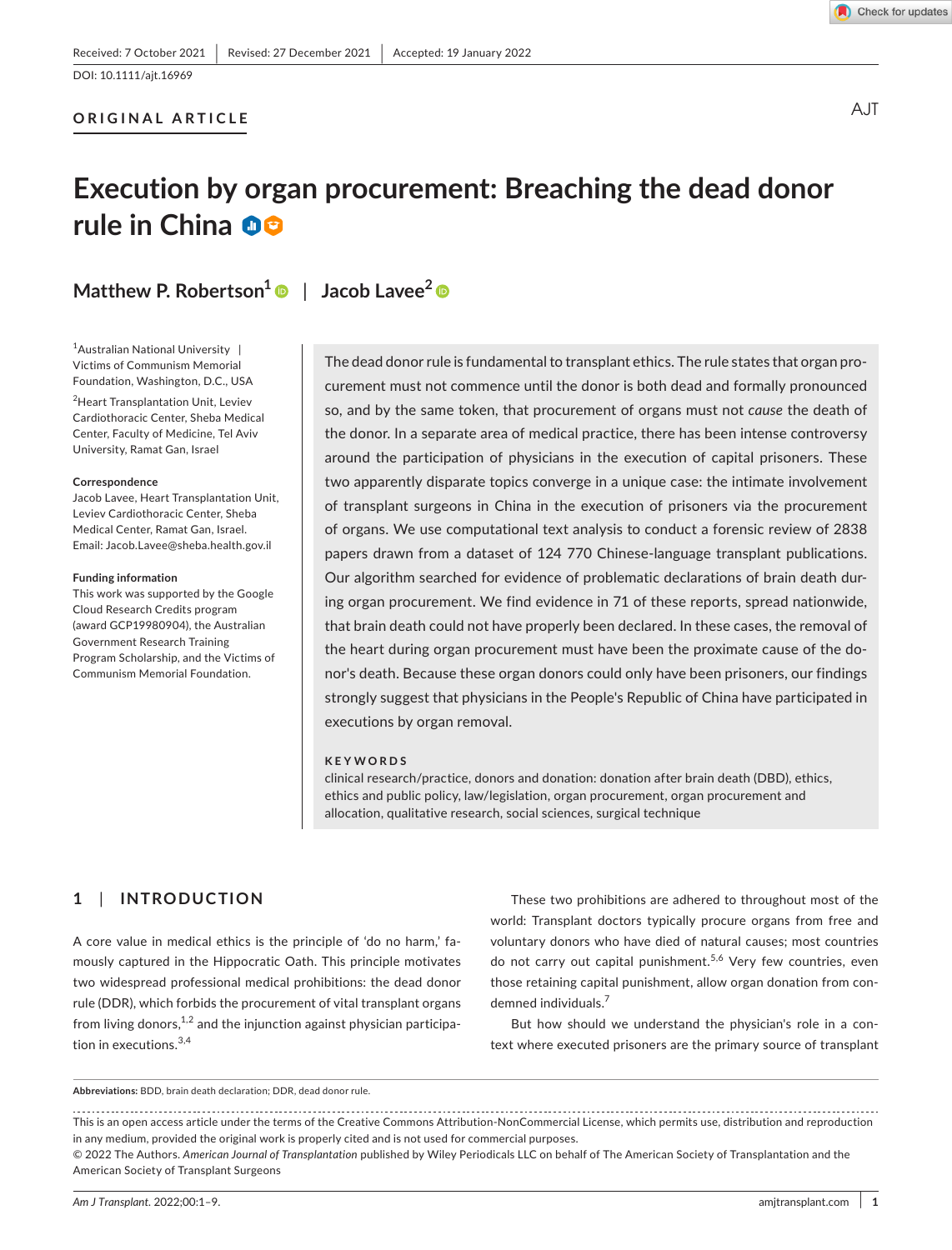Received: 7 October 2021 | Revised: 27 December 2021 | Accepted: 19 January 2022

DOI: 10.1111/ajt.16969

**ORIGINAL ARTICLE**

# Execution by organ procurement: Breaching the dead donor rule in China

**Matthew P. Robertson**[1] | **Jacob Lavee**[2]

[1]Australian National University | Victims of Communism Memorial Foundation, Washington, D.C., USA

[2]Heart Transplantation Unit, Leviev Cardiothoracic Center, Sheba Medical Center, Faculty of Medicine, Tel Aviv University, Ramat Gan, Israel

**Correspondence**
Jacob Lavee, Heart Transplantation Unit, Leviev Cardiothoracic Center, Sheba Medical Center, Ramat Gan, Israel.
Email: Jacob.Lavee@sheba.health.gov.il

**Funding information**
This work was supported by the Google Cloud Research Credits program (award GCP19980904), the Australian Government Research Training Program Scholarship, and the Victims of Communism Memorial Foundation.

The dead donor rule is fundamental to transplant ethics. The rule states that organ procurement must not commence until the donor is both dead and formally pronounced so, and by the same token, that procurement of organs must not *cause* the death of the donor. In a separate area of medical practice, there has been intense controversy around the participation of physicians in the execution of capital prisoners. These two apparently disparate topics converge in a unique case: the intimate involvement of transplant surgeons in China in the execution of prisoners via the procurement of organs. We use computational text analysis to conduct a forensic review of 2838 papers drawn from a dataset of 124 770 Chinese-language transplant publications. Our algorithm searched for evidence of problematic declarations of brain death during organ procurement. We find evidence in 71 of these reports, spread nationwide, that brain death could not have properly been declared. In these cases, the removal of the heart during organ procurement must have been the proximate cause of the donor's death. Because these organ donors could only have been prisoners, our findings strongly suggest that physicians in the People's Republic of China have participated in executions by organ removal.

**KEYWORDS**
clinical research/practice, donors and donation: donation after brain death (DBD), ethics, ethics and public policy, law/legislation, organ procurement, organ procurement and allocation, qualitative research, social sciences, surgical technique

## 1 | INTRODUCTION

A core value in medical ethics is the principle of 'do no harm,' famously captured in the Hippocratic Oath. This principle motivates two widespread professional medical prohibitions: the dead donor rule (DDR), which forbids the procurement of vital transplant organs from living donors,[1,2] and the injunction against physician participation in executions.[3,4]

These two prohibitions are adhered to throughout most of the world: Transplant doctors typically procure organs from free and voluntary donors who have died of natural causes; most countries do not carry out capital punishment.[5,6] Very few countries, even those retaining capital punishment, allow organ donation from condemned individuals.[7]

But how should we understand the physician's role in a context where executed prisoners are the primary source of transplant

**Abbreviations:** BDD, brain death declaration; DDR, dead donor rule.

This is an open access article under the terms of the Creative Commons Attribution-NonCommercial License, which permits use, distribution and reproduction in any medium, provided the original work is properly cited and is not used for commercial purposes.
© 2022 The Authors. *American Journal of Transplantation* published by Wiley Periodicals LLC on behalf of The American Society of Transplantation and the American Society of Transplant Surgeons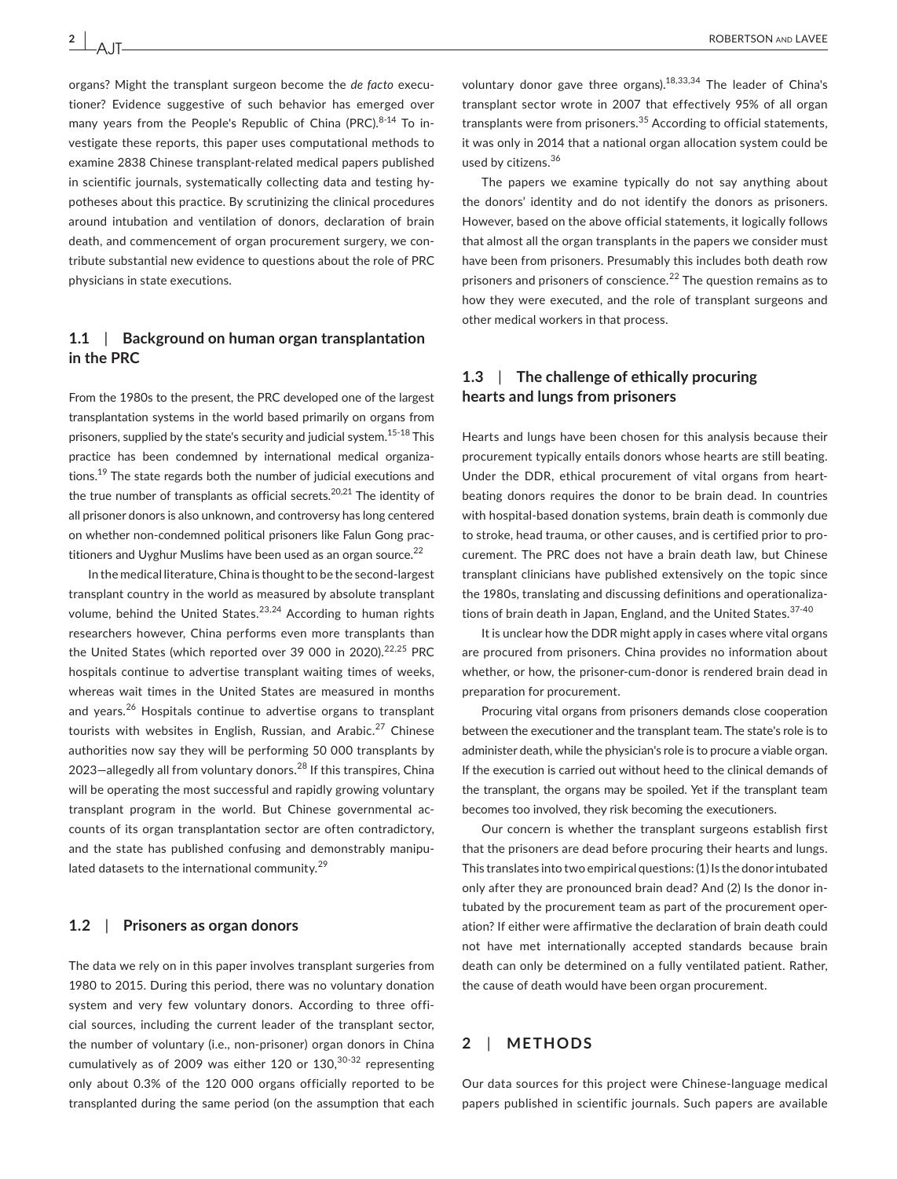organs? Might the transplant surgeon become the *de facto* executioner? Evidence suggestive of such behavior has emerged over many years from the People's Republic of China (PRC).[8-14] To investigate these reports, this paper uses computational methods to examine 2838 Chinese transplant-related medical papers published in scientific journals, systematically collecting data and testing hypotheses about this practice. By scrutinizing the clinical procedures around intubation and ventilation of donors, declaration of brain death, and commencement of organ procurement surgery, we contribute substantial new evidence to questions about the role of PRC physicians in state executions.

### 1.1 | Background on human organ transplantation in the PRC

From the 1980s to the present, the PRC developed one of the largest transplantation systems in the world based primarily on organs from prisoners, supplied by the state's security and judicial system.[15-18] This practice has been condemned by international medical organizations.[19] The state regards both the number of judicial executions and the true number of transplants as official secrets.[20,21] The identity of all prisoner donors is also unknown, and controversy has long centered on whether non-condemned political prisoners like Falun Gong practitioners and Uyghur Muslims have been used as an organ source.[22]

In the medical literature, China is thought to be the second-largest transplant country in the world as measured by absolute transplant volume, behind the United States.[23,24] According to human rights researchers however, China performs even more transplants than the United States (which reported over 39 000 in 2020).[22,25] PRC hospitals continue to advertise transplant waiting times of weeks, whereas wait times in the United States are measured in months and years.[26] Hospitals continue to advertise organs to transplant tourists with websites in English, Russian, and Arabic.[27] Chinese authorities now say they will be performing 50 000 transplants by 2023—allegedly all from voluntary donors.[28] If this transpires, China will be operating the most successful and rapidly growing voluntary transplant program in the world. But Chinese governmental accounts of its organ transplantation sector are often contradictory, and the state has published confusing and demonstrably manipulated datasets to the international community.[29]

### 1.2 | Prisoners as organ donors

The data we rely on in this paper involves transplant surgeries from 1980 to 2015. During this period, there was no voluntary donation system and very few voluntary donors. According to three official sources, including the current leader of the transplant sector, the number of voluntary (i.e., non-prisoner) organ donors in China cumulatively as of 2009 was either 120 or 130,[30-32] representing only about 0.3% of the 120 000 organs officially reported to be transplanted during the same period (on the assumption that each voluntary donor gave three organs).[18,33,34] The leader of China's transplant sector wrote in 2007 that effectively 95% of all organ transplants were from prisoners.[35] According to official statements, it was only in 2014 that a national organ allocation system could be used by citizens.[36]

The papers we examine typically do not say anything about the donors' identity and do not identify the donors as prisoners. However, based on the above official statements, it logically follows that almost all the organ transplants in the papers we consider must have been from prisoners. Presumably this includes both death row prisoners and prisoners of conscience.[22] The question remains as to how they were executed, and the role of transplant surgeons and other medical workers in that process.

### 1.3 | The challenge of ethically procuring hearts and lungs from prisoners

Hearts and lungs have been chosen for this analysis because their procurement typically entails donors whose hearts are still beating. Under the DDR, ethical procurement of vital organs from heart-beating donors requires the donor to be brain dead. In countries with hospital-based donation systems, brain death is commonly due to stroke, head trauma, or other causes, and is certified prior to procurement. The PRC does not have a brain death law, but Chinese transplant clinicians have published extensively on the topic since the 1980s, translating and discussing definitions and operationalizations of brain death in Japan, England, and the United States.[37-40]

It is unclear how the DDR might apply in cases where vital organs are procured from prisoners. China provides no information about whether, or how, the prisoner-cum-donor is rendered brain dead in preparation for procurement.

Procuring vital organs from prisoners demands close cooperation between the executioner and the transplant team. The state's role is to administer death, while the physician's role is to procure a viable organ. If the execution is carried out without heed to the clinical demands of the transplant, the organs may be spoiled. Yet if the transplant team becomes too involved, they risk becoming the executioners.

Our concern is whether the transplant surgeons establish first that the prisoners are dead before procuring their hearts and lungs. This translates into two empirical questions: (1) Is the donor intubated only after they are pronounced brain dead? And (2) Is the donor intubated by the procurement team as part of the procurement operation? If either were affirmative the declaration of brain death could not have met internationally accepted standards because brain death can only be determined on a fully ventilated patient. Rather, the cause of death would have been organ procurement.

## 2 | METHODS

Our data sources for this project were Chinese-language medical papers published in scientific journals. Such papers are available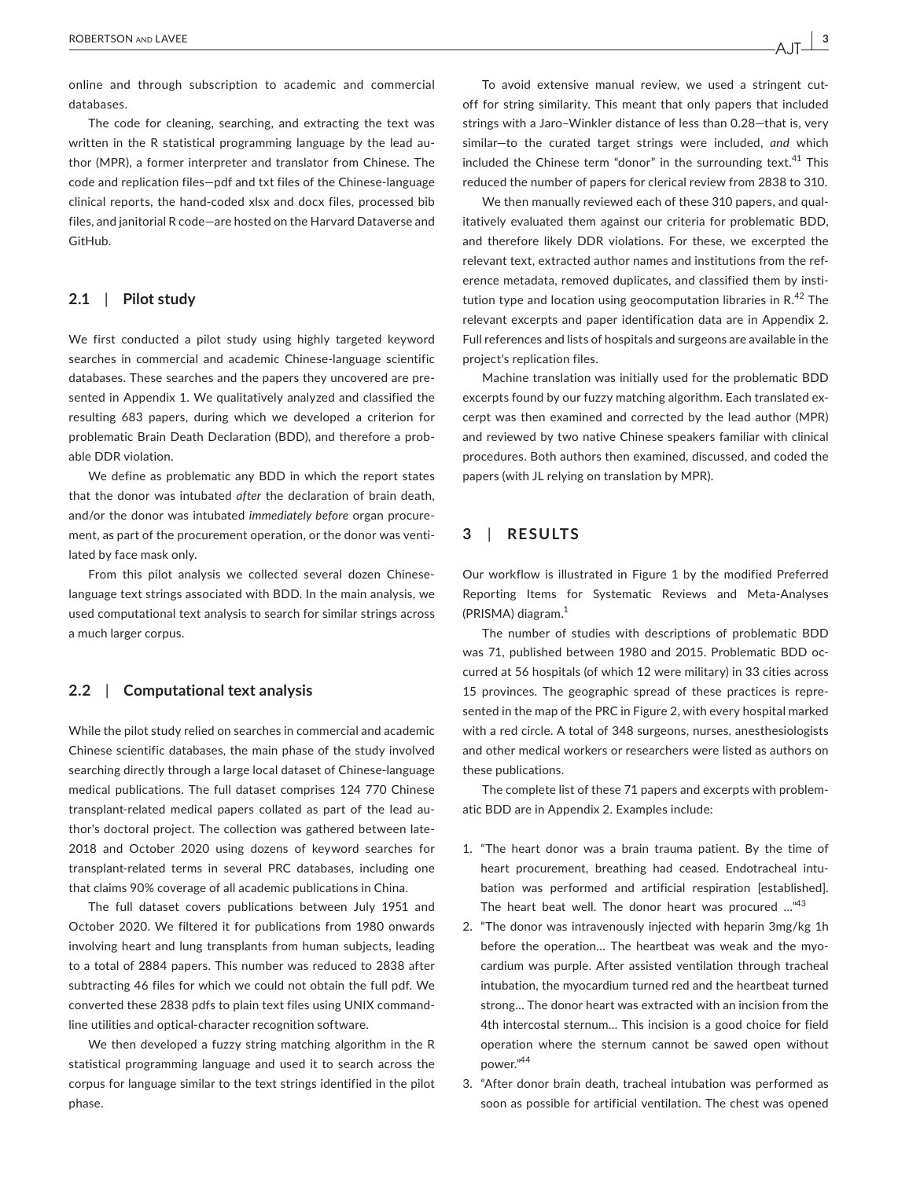online and through subscription to academic and commercial databases.

The code for cleaning, searching, and extracting the text was written in the R statistical programming language by the lead author (MPR), a former interpreter and translator from Chinese. The code and replication files—pdf and txt files of the Chinese-language clinical reports, the hand-coded xlsx and docx files, processed bib files, and janitorial R code—are hosted on the Harvard Dataverse and GitHub.

### 2.1 | Pilot study

We first conducted a pilot study using highly targeted keyword searches in commercial and academic Chinese-language scientific databases. These searches and the papers they uncovered are presented in Appendix 1. We qualitatively analyzed and classified the resulting 683 papers, during which we developed a criterion for problematic Brain Death Declaration (BDD), and therefore a probable DDR violation.

We define as problematic any BDD in which the report states that the donor was intubated *after* the declaration of brain death, and/or the donor was intubated *immediately before* organ procurement, as part of the procurement operation, or the donor was ventilated by face mask only.

From this pilot analysis we collected several dozen Chinese-language text strings associated with BDD. In the main analysis, we used computational text analysis to search for similar strings across a much larger corpus.

### 2.2 | Computational text analysis

While the pilot study relied on searches in commercial and academic Chinese scientific databases, the main phase of the study involved searching directly through a large local dataset of Chinese-language medical publications. The full dataset comprises 124 770 Chinese transplant-related medical papers collated as part of the lead author's doctoral project. The collection was gathered between late-2018 and October 2020 using dozens of keyword searches for transplant-related terms in several PRC databases, including one that claims 90% coverage of all academic publications in China.

The full dataset covers publications between July 1951 and October 2020. We filtered it for publications from 1980 onwards involving heart and lung transplants from human subjects, leading to a total of 2884 papers. This number was reduced to 2838 after subtracting 46 files for which we could not obtain the full pdf. We converted these 2838 pdfs to plain text files using UNIX command-line utilities and optical-character recognition software.

We then developed a fuzzy string matching algorithm in the R statistical programming language and used it to search across the corpus for language similar to the text strings identified in the pilot phase.

To avoid extensive manual review, we used a stringent cut-off for string similarity. This meant that only papers that included strings with a Jaro–Winkler distance of less than 0.28—that is, very similar—to the curated target strings were included, *and* which included the Chinese term "donor" in the surrounding text.[41] This reduced the number of papers for clerical review from 2838 to 310.

We then manually reviewed each of these 310 papers, and qualitatively evaluated them against our criteria for problematic BDD, and therefore likely DDR violations. For these, we excerpted the relevant text, extracted author names and institutions from the reference metadata, removed duplicates, and classified them by institution type and location using geocomputation libraries in R.[42] The relevant excerpts and paper identification data are in Appendix 2. Full references and lists of hospitals and surgeons are available in the project's replication files.

Machine translation was initially used for the problematic BDD excerpts found by our fuzzy matching algorithm. Each translated excerpt was then examined and corrected by the lead author (MPR) and reviewed by two native Chinese speakers familiar with clinical procedures. Both authors then examined, discussed, and coded the papers (with JL relying on translation by MPR).

## 3 | RESULTS

Our workflow is illustrated in Figure 1 by the modified Preferred Reporting Items for Systematic Reviews and Meta-Analyses (PRISMA) diagram.[1]

The number of studies with descriptions of problematic BDD was 71, published between 1980 and 2015. Problematic BDD occurred at 56 hospitals (of which 12 were military) in 33 cities across 15 provinces. The geographic spread of these practices is represented in the map of the PRC in Figure 2, with every hospital marked with a red circle. A total of 348 surgeons, nurses, anesthesiologists and other medical workers or researchers were listed as authors on these publications.

The complete list of these 71 papers and excerpts with problematic BDD are in Appendix 2. Examples include:

1. "The heart donor was a brain trauma patient. By the time of heart procurement, breathing had ceased. Endotracheal intubation was performed and artificial respiration [established]. The heart beat well. The donor heart was procured …"[43]
2. "The donor was intravenously injected with heparin 3mg/kg 1h before the operation… The heartbeat was weak and the myocardium was purple. After assisted ventilation through tracheal intubation, the myocardium turned red and the heartbeat turned strong… The donor heart was extracted with an incision from the 4th intercostal sternum… This incision is a good choice for field operation where the sternum cannot be sawed open without power."[44]
3. "After donor brain death, tracheal intubation was performed as soon as possible for artificial ventilation. The chest was opened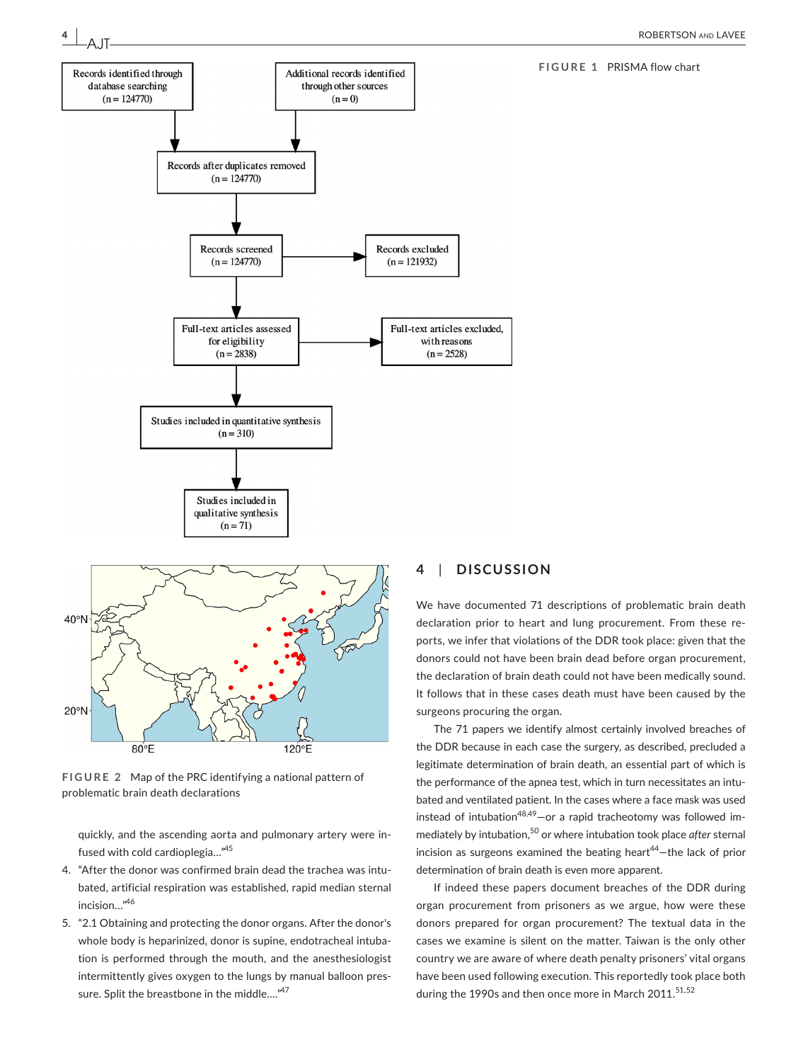Records identified through database searching (n = 124770)

Additional records identified through other sources (n = 0)

Records after duplicates removed (n = 124770)

Records screened (n = 124770)

Records excluded (n = 121932)

Full-text articles assessed for eligibility (n = 2838)

Full-text articles excluded, with reasons (n = 2528)

Studies included in quantitative synthesis (n = 310)

Studies included in qualitative synthesis (n = 71)

**FIGURE 1** PRISMA flow chart

**FIGURE 2** Map of the PRC identifying a national pattern of problematic brain death declarations

quickly, and the ascending aorta and pulmonary artery were infused with cold cardioplegia..."[45]

4. "After the donor was confirmed brain dead the trachea was intubated, artificial respiration was established, rapid median sternal incision..."[46]
5. "2.1 Obtaining and protecting the donor organs. After the donor's whole body is heparinized, donor is supine, endotracheal intubation is performed through the mouth, and the anesthesiologist intermittently gives oxygen to the lungs by manual balloon pressure. Split the breastbone in the middle...."[47]

## 4 | DISCUSSION

We have documented 71 descriptions of problematic brain death declaration prior to heart and lung procurement. From these reports, we infer that violations of the DDR took place: given that the donors could not have been brain dead before organ procurement, the declaration of brain death could not have been medically sound. It follows that in these cases death must have been caused by the surgeons procuring the organ.

The 71 papers we identify almost certainly involved breaches of the DDR because in each case the surgery, as described, precluded a legitimate determination of brain death, an essential part of which is the performance of the apnea test, which in turn necessitates an intubated and ventilated patient. In the cases where a face mask was used instead of intubation[48,49]—or a rapid tracheotomy was followed immediately by intubation,[50] or where intubation took place *after* sternal incision as surgeons examined the beating heart[44]—the lack of prior determination of brain death is even more apparent.

If indeed these papers document breaches of the DDR during organ procurement from prisoners as we argue, how were these donors prepared for organ procurement? The textual data in the cases we examine is silent on the matter. Taiwan is the only other country we are aware of where death penalty prisoners' vital organs have been used following execution. This reportedly took place both during the 1990s and then once more in March 2011.[51,52]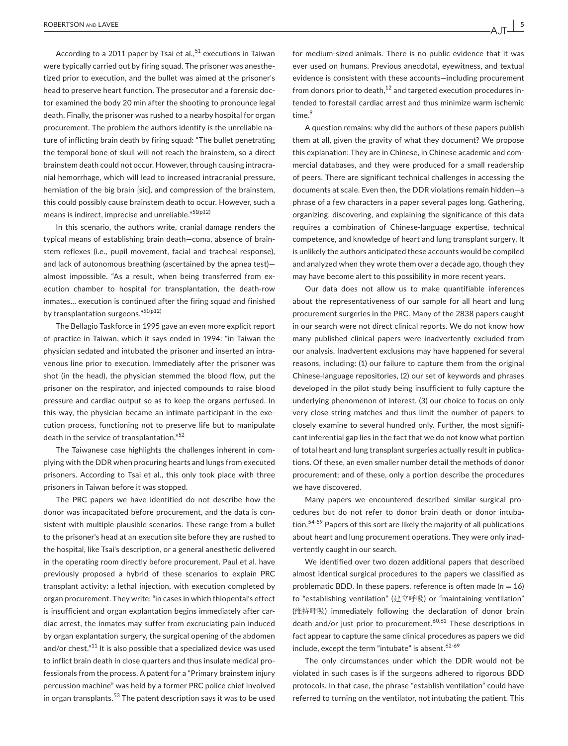According to a 2011 paper by Tsai et al.,[51] executions in Taiwan were typically carried out by firing squad. The prisoner was anesthetized prior to execution, and the bullet was aimed at the prisoner's head to preserve heart function. The prosecutor and a forensic doctor examined the body 20 min after the shooting to pronounce legal death. Finally, the prisoner was rushed to a nearby hospital for organ procurement. The problem the authors identify is the unreliable nature of inflicting brain death by firing squad: "The bullet penetrating the temporal bone of skull will not reach the brainstem, so a direct brainstem death could not occur. However, through causing intracranial hemorrhage, which will lead to increased intracranial pressure, herniation of the big brain [sic], and compression of the brainstem, this could possibly cause brainstem death to occur. However, such a means is indirect, imprecise and unreliable."[51(p12)]

In this scenario, the authors write, cranial damage renders the typical means of establishing brain death—coma, absence of brainstem reflexes (i.e., pupil movement, facial and tracheal response), and lack of autonomous breathing (ascertained by the apnea test)—almost impossible. "As a result, when being transferred from execution chamber to hospital for transplantation, the death-row inmates… execution is continued after the firing squad and finished by transplantation surgeons."[51(p12)]

The Bellagio Taskforce in 1995 gave an even more explicit report of practice in Taiwan, which it says ended in 1994: "in Taiwan the physician sedated and intubated the prisoner and inserted an intravenous line prior to execution. Immediately after the prisoner was shot (in the head), the physician stemmed the blood flow, put the prisoner on the respirator, and injected compounds to raise blood pressure and cardiac output so as to keep the organs perfused. In this way, the physician became an intimate participant in the execution process, functioning not to preserve life but to manipulate death in the service of transplantation."[52]

The Taiwanese case highlights the challenges inherent in complying with the DDR when procuring hearts and lungs from executed prisoners. According to Tsai et al., this only took place with three prisoners in Taiwan before it was stopped.

The PRC papers we have identified do not describe how the donor was incapacitated before procurement, and the data is consistent with multiple plausible scenarios. These range from a bullet to the prisoner's head at an execution site before they are rushed to the hospital, like Tsai's description, or a general anesthetic delivered in the operating room directly before procurement. Paul et al. have previously proposed a hybrid of these scenarios to explain PRC transplant activity: a lethal injection, with execution completed by organ procurement. They write: "in cases in which thiopental's effect is insufficient and organ explantation begins immediately after cardiac arrest, the inmates may suffer from excruciating pain induced by organ explantation surgery, the surgical opening of the abdomen and/or chest."[11] It is also possible that a specialized device was used to inflict brain death in close quarters and thus insulate medical professionals from the process. A patent for a "Primary brainstem injury percussion machine" was held by a former PRC police chief involved in organ transplants.[53] The patent description says it was to be used for medium-sized animals. There is no public evidence that it was ever used on humans. Previous anecdotal, eyewitness, and textual evidence is consistent with these accounts—including procurement from donors prior to death,[12] and targeted execution procedures intended to forestall cardiac arrest and thus minimize warm ischemic time.[9]

A question remains: why did the authors of these papers publish them at all, given the gravity of what they document? We propose this explanation: They are in Chinese, in Chinese academic and commercial databases, and they were produced for a small readership of peers. There are significant technical challenges in accessing the documents at scale. Even then, the DDR violations remain hidden—a phrase of a few characters in a paper several pages long. Gathering, organizing, discovering, and explaining the significance of this data requires a combination of Chinese-language expertise, technical competence, and knowledge of heart and lung transplant surgery. It is unlikely the authors anticipated these accounts would be compiled and analyzed when they wrote them over a decade ago, though they may have become alert to this possibility in more recent years.

Our data does not allow us to make quantifiable inferences about the representativeness of our sample for all heart and lung procurement surgeries in the PRC. Many of the 2838 papers caught in our search were not direct clinical reports. We do not know how many published clinical papers were inadvertently excluded from our analysis. Inadvertent exclusions may have happened for several reasons, including: (1) our failure to capture them from the original Chinese-language repositories, (2) our set of keywords and phrases developed in the pilot study being insufficient to fully capture the underlying phenomenon of interest, (3) our choice to focus on only very close string matches and thus limit the number of papers to closely examine to several hundred only. Further, the most significant inferential gap lies in the fact that we do not know what portion of total heart and lung transplant surgeries actually result in publications. Of these, an even smaller number detail the methods of donor procurement; and of these, only a portion describe the procedures we have discovered.

Many papers we encountered described similar surgical procedures but do not refer to donor brain death or donor intubation.[54-59] Papers of this sort are likely the majority of all publications about heart and lung procurement operations. They were only inadvertently caught in our search.

We identified over two dozen additional papers that described almost identical surgical procedures to the papers we classified as problematic BDD. In these papers, reference is often made ($n = 16$) to "establishing ventilation" (建立呼吸) or "maintaining ventilation" (维持呼吸) immediately following the declaration of donor brain death and/or just prior to procurement.[60,61] These descriptions in fact appear to capture the same clinical procedures as papers we did include, except the term "intubate" is absent.[62-69]

The only circumstances under which the DDR would not be violated in such cases is if the surgeons adhered to rigorous BDD protocols. In that case, the phrase "establish ventilation" could have referred to turning on the ventilator, not intubating the patient. This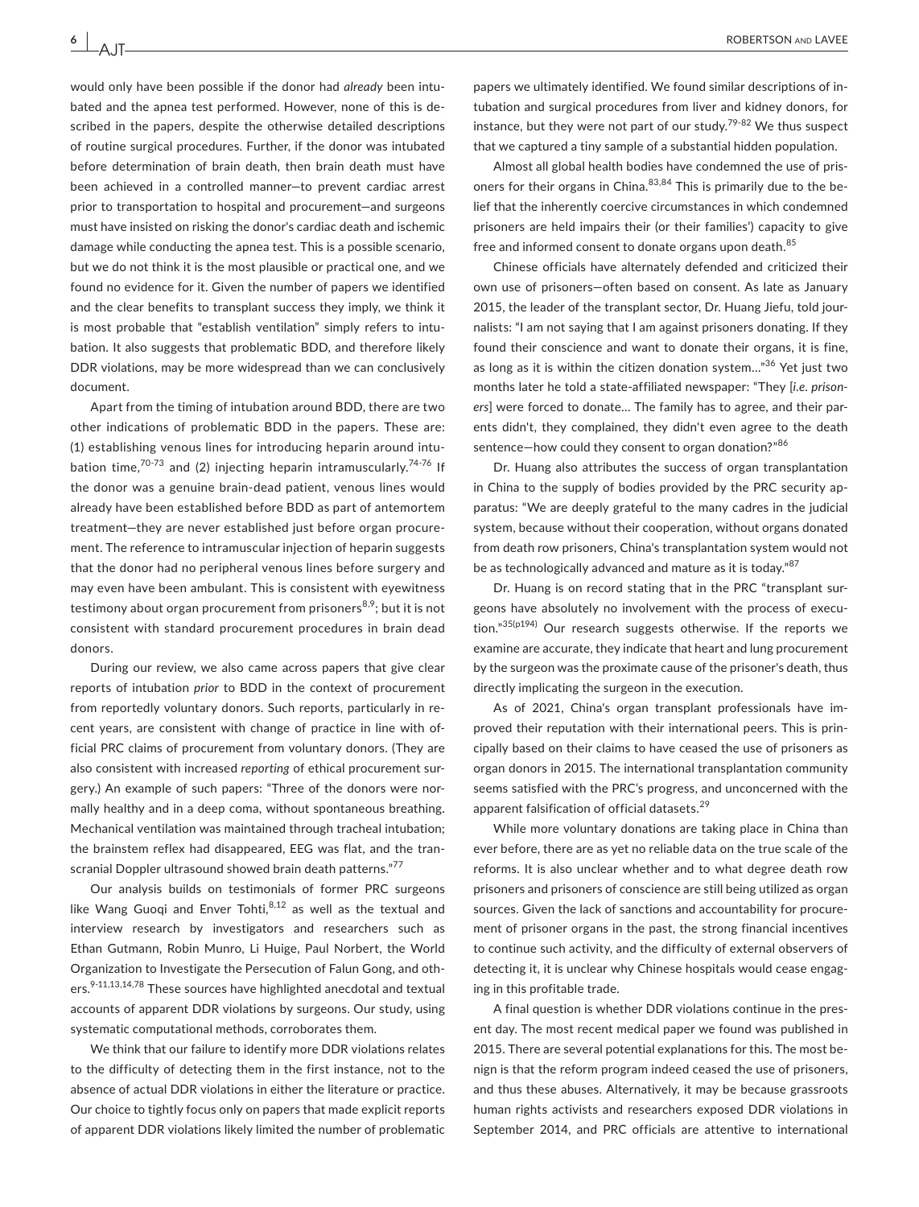would only have been possible if the donor had *already* been intubated and the apnea test performed. However, none of this is described in the papers, despite the otherwise detailed descriptions of routine surgical procedures. Further, if the donor was intubated before determination of brain death, then brain death must have been achieved in a controlled manner—to prevent cardiac arrest prior to transportation to hospital and procurement—and surgeons must have insisted on risking the donor's cardiac death and ischemic damage while conducting the apnea test. This is a possible scenario, but we do not think it is the most plausible or practical one, and we found no evidence for it. Given the number of papers we identified and the clear benefits to transplant success they imply, we think it is most probable that "establish ventilation" simply refers to intubation. It also suggests that problematic BDD, and therefore likely DDR violations, may be more widespread than we can conclusively document.

Apart from the timing of intubation around BDD, there are two other indications of problematic BDD in the papers. These are: (1) establishing venous lines for introducing heparin around intubation time,[70-73] and (2) injecting heparin intramuscularly.[74-76] If the donor was a genuine brain-dead patient, venous lines would already have been established before BDD as part of antemortem treatment—they are never established just before organ procurement. The reference to intramuscular injection of heparin suggests that the donor had no peripheral venous lines before surgery and may even have been ambulant. This is consistent with eyewitness testimony about organ procurement from prisoners[8,9]; but it is not consistent with standard procurement procedures in brain dead donors.

During our review, we also came across papers that give clear reports of intubation *prior* to BDD in the context of procurement from reportedly voluntary donors. Such reports, particularly in recent years, are consistent with change of practice in line with official PRC claims of procurement from voluntary donors. (They are also consistent with increased *reporting* of ethical procurement surgery.) An example of such papers: "Three of the donors were normally healthy and in a deep coma, without spontaneous breathing. Mechanical ventilation was maintained through tracheal intubation; the brainstem reflex had disappeared, EEG was flat, and the transcranial Doppler ultrasound showed brain death patterns."[77]

Our analysis builds on testimonials of former PRC surgeons like Wang Guoqi and Enver Tohti,[8,12] as well as the textual and interview research by investigators and researchers such as Ethan Gutmann, Robin Munro, Li Huige, Paul Norbert, the World Organization to Investigate the Persecution of Falun Gong, and others.[9-11,13,14,78] These sources have highlighted anecdotal and textual accounts of apparent DDR violations by surgeons. Our study, using systematic computational methods, corroborates them.

We think that our failure to identify more DDR violations relates to the difficulty of detecting them in the first instance, not to the absence of actual DDR violations in either the literature or practice. Our choice to tightly focus only on papers that made explicit reports of apparent DDR violations likely limited the number of problematic papers we ultimately identified. We found similar descriptions of intubation and surgical procedures from liver and kidney donors, for instance, but they were not part of our study.[79-82] We thus suspect that we captured a tiny sample of a substantial hidden population.

Almost all global health bodies have condemned the use of prisoners for their organs in China.[83,84] This is primarily due to the belief that the inherently coercive circumstances in which condemned prisoners are held impairs their (or their families') capacity to give free and informed consent to donate organs upon death.[85]

Chinese officials have alternately defended and criticized their own use of prisoners—often based on consent. As late as January 2015, the leader of the transplant sector, Dr. Huang Jiefu, told journalists: "I am not saying that I am against prisoners donating. If they found their conscience and want to donate their organs, it is fine, as long as it is within the citizen donation system…"[36] Yet just two months later he told a state-affiliated newspaper: "They [*i.e. prisoners*] were forced to donate… The family has to agree, and their parents didn't, they complained, they didn't even agree to the death sentence—how could they consent to organ donation?"[86]

Dr. Huang also attributes the success of organ transplantation in China to the supply of bodies provided by the PRC security apparatus: "We are deeply grateful to the many cadres in the judicial system, because without their cooperation, without organs donated from death row prisoners, China's transplantation system would not be as technologically advanced and mature as it is today."[87]

Dr. Huang is on record stating that in the PRC "transplant surgeons have absolutely no involvement with the process of execution."[35(p194)] Our research suggests otherwise. If the reports we examine are accurate, they indicate that heart and lung procurement by the surgeon was the proximate cause of the prisoner's death, thus directly implicating the surgeon in the execution.

As of 2021, China's organ transplant professionals have improved their reputation with their international peers. This is principally based on their claims to have ceased the use of prisoners as organ donors in 2015. The international transplantation community seems satisfied with the PRC's progress, and unconcerned with the apparent falsification of official datasets.[29]

While more voluntary donations are taking place in China than ever before, there are as yet no reliable data on the true scale of the reforms. It is also unclear whether and to what degree death row prisoners and prisoners of conscience are still being utilized as organ sources. Given the lack of sanctions and accountability for procurement of prisoner organs in the past, the strong financial incentives to continue such activity, and the difficulty of external observers of detecting it, it is unclear why Chinese hospitals would cease engaging in this profitable trade.

A final question is whether DDR violations continue in the present day. The most recent medical paper we found was published in 2015. There are several potential explanations for this. The most benign is that the reform program indeed ceased the use of prisoners, and thus these abuses. Alternatively, it may be because grassroots human rights activists and researchers exposed DDR violations in September 2014, and PRC officials are attentive to international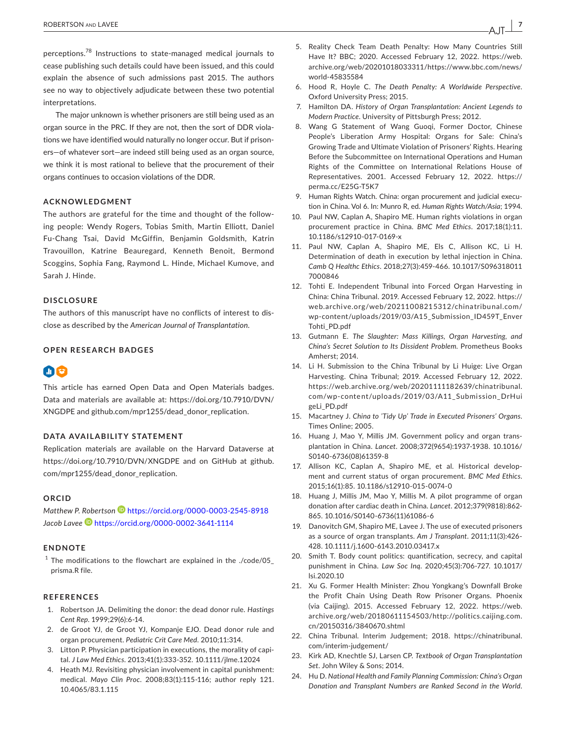perceptions.[78] Instructions to state-managed medical journals to cease publishing such details could have been issued, and this could explain the absence of such admissions past 2015. The authors see no way to objectively adjudicate between these two potential interpretations.

The major unknown is whether prisoners are still being used as an organ source in the PRC. If they are not, then the sort of DDR violations we have identified would naturally no longer occur. But if prisoners—of whatever sort—are indeed still being used as an organ source, we think it is most rational to believe that the procurement of their organs continues to occasion violations of the DDR.

## ACKNOWLEDGMENT

The authors are grateful for the time and thought of the following people: Wendy Rogers, Tobias Smith, Martin Elliott, Daniel Fu-Chang Tsai, David McGiffin, Benjamin Goldsmith, Katrin Travouillon, Katrine Beauregard, Kenneth Benoit, Bermond Scoggins, Sophia Fang, Raymond L. Hinde, Michael Kumove, and Sarah J. Hinde.

## DISCLOSURE

The authors of this manuscript have no conflicts of interest to disclose as described by the *American Journal of Transplantation*.

## OPEN RESEARCH BADGES

This article has earned Open Data and Open Materials badges. Data and materials are available at: https://doi.org/10.7910/DVN/XNGDPE and github.com/mpr1255/dead_donor_replication.

## DATA AVAILABILITY STATEMENT

Replication materials are available on the Harvard Dataverse at https://doi.org/10.7910/DVN/XNGDPE and on GitHub at github.com/mpr1255/dead_donor_replication.

## ORCID

*Matthew P. Robertson* https://orcid.org/0000-0003-2545-8918

*Jacob Lavee* https://orcid.org/0000-0002-3641-1114

## ENDNOTE

[1] The modifications to the flowchart are explained in the ./code/05_prisma.R file.

## REFERENCES

1. Robertson JA. Delimiting the donor: the dead donor rule. *Hastings Cent Rep*. 1999;29(6):6-14.
2. de Groot YJ, de Groot YJ, Kompanje EJO. Dead donor rule and organ procurement. *Pediatric Crit Care Med*. 2010;11:314.
3. Litton P. Physician participation in executions, the morality of capital. *J Law Med Ethics*. 2013;41(1):333-352. 10.1111/jlme.12024
4. Heath MJ. Revisiting physician involvement in capital punishment: medical. *Mayo Clin Proc*. 2008;83(1):115-116; author reply 121. 10.4065/83.1.115
5. Reality Check Team Death Penalty: How Many Countries Still Have It? BBC; 2020. Accessed February 12, 2022. https://web.archive.org/web/20201018033311/https://www.bbc.com/news/world-45835584
6. Hood R, Hoyle C. *The Death Penalty: A Worldwide Perspective*. Oxford University Press; 2015.
7. Hamilton DA. *History of Organ Transplantation: Ancient Legends to Modern Practice*. University of Pittsburgh Press; 2012.
8. Wang G Statement of Wang Guoqi, Former Doctor, Chinese People's Liberation Army Hospital: Organs for Sale: China's Growing Trade and Ultimate Violation of Prisoners' Rights. Hearing Before the Subcommittee on International Operations and Human Rights of the Committee on International Relations House of Representatives. 2001. Accessed February 12, 2022. https://perma.cc/E25G-T5K7
9. Human Rights Watch. China: organ procurement and judicial execution in China. Vol 6. In: Munro R, ed. *Human Rights Watch/Asia*; 1994.
10. Paul NW, Caplan A, Shapiro ME. Human rights violations in organ procurement practice in China. *BMC Med Ethics*. 2017;18(1):11. 10.1186/s12910-017-0169-x
11. Paul NW, Caplan A, Shapiro ME, Els C, Allison KC, Li H. Determination of death in execution by lethal injection in China. *Camb Q Healthc Ethics*. 2018;27(3):459-466. 10.1017/S0963180117000846
12. Tohti E. Independent Tribunal into Forced Organ Harvesting in China: China Tribunal. 2019. Accessed February 12, 2022. https://web.archive.org/web/20211008215312/chinatribunal.com/wp-content/uploads/2019/03/A15_Submission_ID459T_EnverTohti_PD.pdf
13. Gutmann E. *The Slaughter: Mass Killings, Organ Harvesting, and China's Secret Solution to Its Dissident Problem*. Prometheus Books Amherst; 2014.
14. Li H. Submission to the China Tribunal by Li Huige: Live Organ Harvesting. China Tribunal; 2019. Accessed February 12, 2022. https://web.archive.org/web/20201111182639/chinatribunal.com/wp-content/uploads/2019/03/A11_Submission_DrHuigeLi_PD.pdf
15. Macartney J. *China to 'Tidy Up' Trade in Executed Prisoners' Organs*. Times Online; 2005.
16. Huang J, Mao Y, Millis JM. Government policy and organ transplantation in China. *Lancet*. 2008;372(9654):1937-1938. 10.1016/S0140-6736(08)61359-8
17. Allison KC, Caplan A, Shapiro ME, et al. Historical development and current status of organ procurement. *BMC Med Ethics*. 2015;16(1):85. 10.1186/s12910-015-0074-0
18. Huang J, Millis JM, Mao Y, Millis M. A pilot programme of organ donation after cardiac death in China. *Lancet*. 2012;379(9818):862-865. 10.1016/S0140-6736(11)61086-6
19. Danovitch GM, Shapiro ME, Lavee J. The use of executed prisoners as a source of organ transplants. *Am J Transplant*. 2011;11(3):426-428. 10.1111/j.1600-6143.2010.03417.x
20. Smith T. Body count politics: quantification, secrecy, and capital punishment in China. *Law Soc Inq*. 2020;45(3):706-727. 10.1017/lsi.2020.10
21. Xu G. Former Health Minister: Zhou Yongkang's Downfall Broke the Profit Chain Using Death Row Prisoner Organs. Phoenix (via Caijing). 2015. Accessed February 12, 2022. https://web.archive.org/web/20180611154503/http://politics.caijing.com.cn/20150316/3840670.shtml
22. China Tribunal. Interim Judgement; 2018. https://chinatribunal.com/interim-judgement/
23. Kirk AD, Knechtle SJ, Larsen CP. *Textbook of Organ Transplantation Set*. John Wiley & Sons; 2014.
24. Hu D. *National Health and Family Planning Commission: China's Organ Donation and Transplant Numbers are Ranked Second in the World*.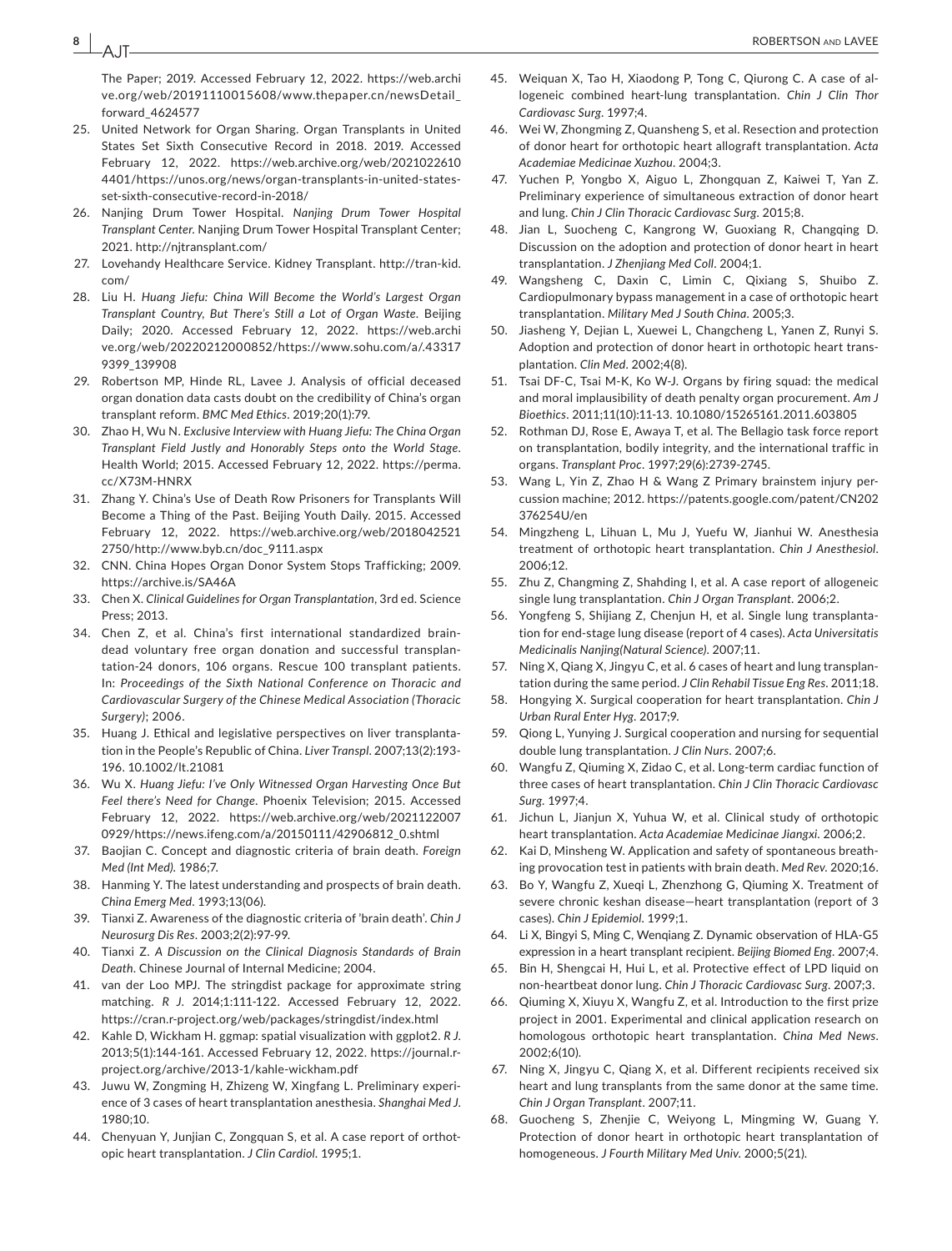The Paper; 2019. Accessed February 12, 2022. https://web.archive.org/web/20191110015608/www.thepaper.cn/newsDetail_forward_4624577

25. United Network for Organ Sharing. Organ Transplants in United States Set Sixth Consecutive Record in 2018. 2019. Accessed February 12, 2022. https://web.archive.org/web/20210226104401/https://unos.org/news/organ-transplants-in-united-states-set-sixth-consecutive-record-in-2018/
26. Nanjing Drum Tower Hospital. *Nanjing Drum Tower Hospital Transplant Center*. Nanjing Drum Tower Hospital Transplant Center; 2021. http://njtransplant.com/
27. Lovehandy Healthcare Service. Kidney Transplant. http://tran-kid.com/
28. Liu H. *Huang Jiefu: China Will Become the World's Largest Organ Transplant Country, But There's Still a Lot of Organ Waste*. Beijing Daily; 2020. Accessed February 12, 2022. https://web.archive.org/web/20220212000852/https://www.sohu.com/a/.433179399_139908
29. Robertson MP, Hinde RL, Lavee J. Analysis of official deceased organ donation data casts doubt on the credibility of China's organ transplant reform. *BMC Med Ethics*. 2019;20(1):79.
30. Zhao H, Wu N. *Exclusive Interview with Huang Jiefu: The China Organ Transplant Field Justly and Honorably Steps onto the World Stage*. Health World; 2015. Accessed February 12, 2022. https://perma.cc/X73M-HNRX
31. Zhang Y. China's Use of Death Row Prisoners for Transplants Will Become a Thing of the Past. Beijing Youth Daily. 2015. Accessed February 12, 2022. https://web.archive.org/web/20180425212750/http://www.byb.cn/doc_9111.aspx
32. CNN. China Hopes Organ Donor System Stops Trafficking; 2009. https://archive.is/SA46A
33. Chen X. *Clinical Guidelines for Organ Transplantation*, 3rd ed. Science Press; 2013.
34. Chen Z, et al. China's first international standardized brain-dead voluntary free organ donation and successful transplantation-24 donors, 106 organs. Rescue 100 transplant patients. In: *Proceedings of the Sixth National Conference on Thoracic and Cardiovascular Surgery of the Chinese Medical Association (Thoracic Surgery)*; 2006.
35. Huang J. Ethical and legislative perspectives on liver transplantation in the People's Republic of China. *Liver Transpl*. 2007;13(2):193-196. 10.1002/lt.21081
36. Wu X. *Huang Jiefu: I've Only Witnessed Organ Harvesting Once But Feel there's Need for Change*. Phoenix Television; 2015. Accessed February 12, 2022. https://web.archive.org/web/20211220070929/https://news.ifeng.com/a/20150111/42906812_0.shtml
37. Baojian C. Concept and diagnostic criteria of brain death. *Foreign Med (Int Med)*. 1986;7.
38. Hanming Y. The latest understanding and prospects of brain death. *China Emerg Med*. 1993;13(06).
39. Tianxi Z. Awareness of the diagnostic criteria of 'brain death'. *Chin J Neurosurg Dis Res*. 2003;2(2):97-99.
40. Tianxi Z. *A Discussion on the Clinical Diagnosis Standards of Brain Death*. Chinese Journal of Internal Medicine; 2004.
41. van der Loo MPJ. The stringdist package for approximate string matching. *R J*. 2014;1:111-122. Accessed February 12, 2022. https://cran.r-project.org/web/packages/stringdist/index.html
42. Kahle D, Wickham H. ggmap: spatial visualization with ggplot2. *R J*. 2013;5(1):144-161. Accessed February 12, 2022. https://journal.r-project.org/archive/2013-1/kahle-wickham.pdf
43. Juwu W, Zongming H, Zhizeng W, Xingfang L. Preliminary experience of 3 cases of heart transplantation anesthesia. *Shanghai Med J*. 1980;10.
44. Chenyuan Y, Junjian C, Zongquan S, et al. A case report of orthotopic heart transplantation. *J Clin Cardiol*. 1995;1.
45. Weiquan X, Tao H, Xiaodong P, Tong C, Qirong C. A case of allogeneic combined heart-lung transplantation. *Chin J Clin Thor Cardiovasc Surg*. 1997;4.
46. Wei W, Zhongming Z, Quansheng S, et al. Resection and protection of donor heart for orthotopic heart allograft transplantation. *Acta Academiae Medicinae Xuzhou*. 2004;3.
47. Yuchen P, Yongbo X, Aiguo L, Zhongquan Z, Kaiwei T, Yan Z. Preliminary experience of simultaneous extraction of donor heart and lung. *Chin J Clin Thoracic Cardiovasc Surg*. 2015;8.
48. Jian L, Suocheng C, Kangrong W, Guoxiang R, Changqing D. Discussion on the adoption and protection of donor heart in heart transplantation. *J Zhenjiang Med Coll*. 2004;1.
49. Wangsheng C, Daxin C, Limin C, Qixiang S, Shuibo Z. Cardiopulmonary bypass management in a case of orthotopic heart transplantation. *Military Med J South China*. 2005;3.
50. Jiasheng Y, Dejian L, Xuewei L, Changcheng L, Yanen Z, Runyi S. Adoption and protection of donor heart in orthotopic heart transplantation. *Clin Med*. 2002;4(8).
51. Tsai DF-C, Tsai M-K, Ko W-J. Organs by firing squad: the medical and moral implausibility of death penalty organ procurement. *Am J Bioethics*. 2011;11(10):11-13. 10.1080/15265161.2011.603805
52. Rothman DJ, Rose E, Awaya T, et al. The Bellagio task force report on transplantation, bodily integrity, and the international traffic in organs. *Transplant Proc*. 1997;29(6):2739-2745.
53. Wang L, Yin Z, Zhao H & Wang Z Primary brainstem injury percussion machine; 2012. https://patents.google.com/patent/CN202376254U/en
54. Mingzheng L, Lihuan L, Mu J, Yuefu W, Jianhui W. Anesthesia treatment of orthotopic heart transplantation. *Chin J Anesthesiol*. 2006;12.
55. Zhu Z, Changming Z, Shahding I, et al. A case report of allogeneic single lung transplantation. *Chin J Organ Transplant*. 2006;2.
56. Yongfeng S, Shijiang Z, Chenjun H, et al. Single lung transplantation for end-stage lung disease (report of 4 cases). *Acta Universitatis Medicinalis Nanjing(Natural Science)*. 2007;11.
57. Ning X, Qiang X, Jingyu C, et al. 6 cases of heart and lung transplantation during the same period. *J Clin Rehabil Tissue Eng Res*. 2011;18.
58. Hongying X. Surgical cooperation for heart transplantation. *Chin J Urban Rural Enter Hyg*. 2017;9.
59. Qiong L, Yunying J. Surgical cooperation and nursing for sequential double lung transplantation. *J Clin Nurs*. 2007;6.
60. Wangfu Z, Qiuming X, Zidao C, et al. Long-term cardiac function of three cases of heart transplantation. *Chin J Clin Thoracic Cardiovasc Surg*. 1997;4.
61. Jichun L, Jianjun X, Yuhua W, et al. Clinical study of orthotopic heart transplantation. *Acta Academiae Medicinae Jiangxi*. 2006;2.
62. Kai D, Minsheng W. Application and safety of spontaneous breathing provocation test in patients with brain death. *Med Rev*. 2020;16.
63. Bo Y, Wangfu Z, Xueqi L, Zhenzhong G, Qiuming X. Treatment of severe chronic keshan disease—heart transplantation (report of 3 cases). *Chin J Epidemiol*. 1999;1.
64. Li X, Bingyi S, Ming C, Wenqiang Z. Dynamic observation of HLA-G5 expression in a heart transplant recipient. *Beijing Biomed Eng*. 2007;4.
65. Bin H, Shengcai H, Hui L, et al. Protective effect of LPD liquid on non-heartbeat donor lung. *Chin J Thoracic Cardiovasc Surg*. 2007;3.
66. Qiuming X, Xiuyu X, Wangfu Z, et al. Introduction to the first prize project in 2001. Experimental and clinical application research on homologous orthotopic heart transplantation. *China Med News*. 2002;6(10).
67. Ning X, Jingyu C, Qiang X, et al. Different recipients received six heart and lung transplants from the same donor at the same time. *Chin J Organ Transplant*. 2007;11.
68. Guocheng S, Zhenjie C, Weiyong L, Mingming W, Guang Y. Protection of donor heart in orthotopic heart transplantation of homogeneous. *J Fourth Military Med Univ*. 2000;5(21).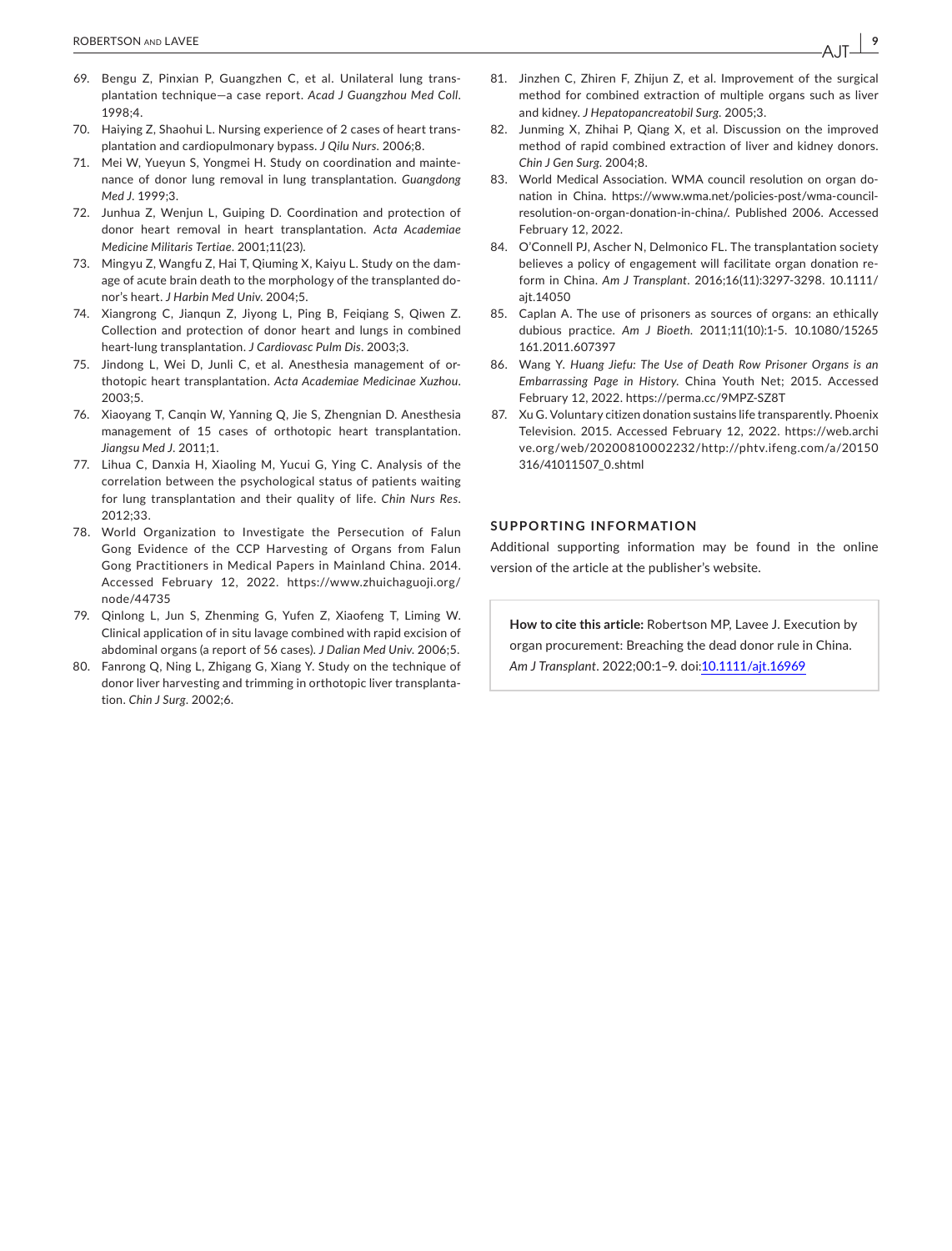69. Bengu Z, Pinxian P, Guangzhen C, et al. Unilateral lung transplantation technique—a case report. *Acad J Guangzhou Med Coll*. 1998;4.
70. Haiying Z, Shaohui L. Nursing experience of 2 cases of heart transplantation and cardiopulmonary bypass. *J Qilu Nurs*. 2006;8.
71. Mei W, Yueyun S, Yongmei H. Study on coordination and maintenance of donor lung removal in lung transplantation. *Guangdong Med J*. 1999;3.
72. Junhua Z, Wenjun L, Guiping D. Coordination and protection of donor heart removal in heart transplantation. *Acta Academiae Medicine Militaris Tertiae*. 2001;11(23).
73. Mingyu Z, Wangfu Z, Hai T, Qiuming X, Kaiyu L. Study on the damage of acute brain death to the morphology of the transplanted donor's heart. *J Harbin Med Univ*. 2004;5.
74. Xiangrong C, Jianqun Z, Jiyong L, Ping B, Feiqiang S, Qiwen Z. Collection and protection of donor heart and lungs in combined heart-lung transplantation. *J Cardiovasc Pulm Dis*. 2003;3.
75. Jindong L, Wei D, Junli C, et al. Anesthesia management of orthotopic heart transplantation. *Acta Academiae Medicinae Xuzhou*. 2003;5.
76. Xiaoyang T, Canqin W, Yanning Q, Jie S, Zhengnian D. Anesthesia management of 15 cases of orthotopic heart transplantation. *Jiangsu Med J*. 2011;1.
77. Lihua C, Danxia H, Xiaoling M, Yucui G, Ying C. Analysis of the correlation between the psychological status of patients waiting for lung transplantation and their quality of life. *Chin Nurs Res*. 2012;33.
78. World Organization to Investigate the Persecution of Falun Gong Evidence of the CCP Harvesting of Organs from Falun Gong Practitioners in Medical Papers in Mainland China. 2014. Accessed February 12, 2022. https://www.zhuichaguoji.org/node/44735
79. Qinlong L, Jun S, Zhenming G, Yufen Z, Xiaofeng T, Liming W. Clinical application of in situ lavage combined with rapid excision of abdominal organs (a report of 56 cases). *J Dalian Med Univ*. 2006;5.
80. Fanrong Q, Ning L, Zhigang G, Xiang Y. Study on the technique of donor liver harvesting and trimming in orthotopic liver transplantation. *Chin J Surg*. 2002;6.
81. Jinzhen C, Zhiren F, Zhijun Z, et al. Improvement of the surgical method for combined extraction of multiple organs such as liver and kidney. *J Hepatopancreatobil Surg*. 2005;3.
82. Junming X, Zhihai P, Qiang X, et al. Discussion on the improved method of rapid combined extraction of liver and kidney donors. *Chin J Gen Surg*. 2004;8.
83. World Medical Association. WMA council resolution on organ donation in China. https://www.wma.net/policies-post/wma-council-resolution-on-organ-donation-in-china/. Published 2006. Accessed February 12, 2022.
84. O'Connell PJ, Ascher N, Delmonico FL. The transplantation society believes a policy of engagement will facilitate organ donation reform in China. *Am J Transplant*. 2016;16(11):3297-3298. 10.1111/ajt.14050
85. Caplan A. The use of prisoners as sources of organs: an ethically dubious practice. *Am J Bioeth*. 2011;11(10):1-5. 10.1080/15265161.2011.607397
86. Wang Y. *Huang Jiefu: The Use of Death Row Prisoner Organs is an Embarrassing Page in History*. China Youth Net; 2015. Accessed February 12, 2022. https://perma.cc/9MPZ-SZ8T
87. Xu G. Voluntary citizen donation sustains life transparently. Phoenix Television. 2015. Accessed February 12, 2022. https://web.archive.org/web/20200810002232/http://phtv.ifeng.com/a/20150316/41011507_0.shtml

## SUPPORTING INFORMATION

Additional supporting information may be found in the online version of the article at the publisher's website.

**How to cite this article:** Robertson MP, Lavee J. Execution by organ procurement: Breaching the dead donor rule in China. *Am J Transplant*. 2022;00:1–9. doi:10.1111/ajt.16969